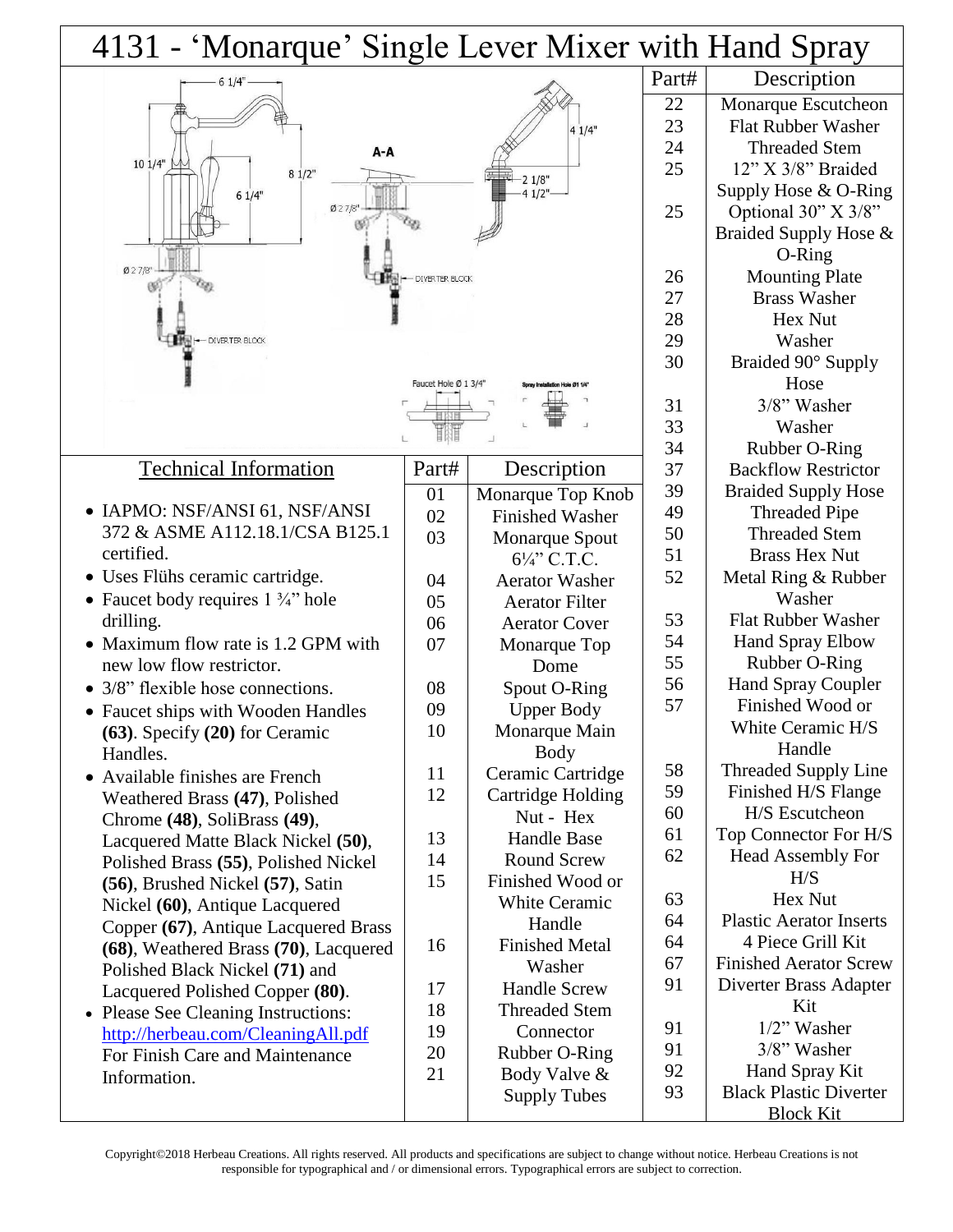# 4131 - 'Monarque' Single Lever Mixer with Hand Spray

## Technical Information

- IAPMO: NSF/ANSI 61, NSF/ANSI 372 & ASME A112.18.1/CSA B125.1 certified.
- Uses Flühs ceramic cartridge.
- Faucet body requires 1 ¾" hole drilling.
- Maximum flow rate is 1.2 GPM with new low flow restrictor.
- 3/8" flexible hose connections.
- Faucet ships with Wooden Handles **(63)**. Specify **(20)** for Ceramic Handles.
- Available finishes are French Weathered Brass **(47)**, Polished Chrome **(48)**, SoliBrass **(49)**, Lacquered Matte Black Nickel **(50)**, Polished Brass **(55)**, Polished Nickel **(56)**, Brushed Nickel **(57)**, Satin Nickel **(60)**, Antique Lacquered Copper **(67)**, Antique Lacquered Brass **(68)**, Weathered Brass **(70)**, Lacquered Polished Black Nickel **(71)** and Lacquered Polished Copper **(80)**.
- Please See Cleaning Instructions: http://herbeau.com/CleaningAll.pdf For Finish Care and Maintenance Information.

| Part# | Description |
|---|---|
| 01 | Monarque Top Knob |
| 02 | Finished Washer |
| 03 | Monarque Spout 6¼" C.T.C. |
| 04 | Aerator Washer |
| 05 | Aerator Filter |
| 06 | Aerator Cover |
| 07 | Monarque Top Dome |
| 08 | Spout O-Ring |
| 09 | Upper Body |
| 10 | Monarque Main Body |
| 11 | Ceramic Cartridge |
| 12 | Cartridge Holding Nut - Hex |
| 13 | Handle Base |
| 14 | Round Screw |
| 15 | Finished Wood or White Ceramic Handle |
| 16 | Finished Metal Washer |
| 17 | Handle Screw |
| 18 | Threaded Stem |
| 19 | Connector |
| 20 | Rubber O-Ring |
| 21 | Body Valve & Supply Tubes |
| 22 | Monarque Escutcheon |
| 23 | Flat Rubber Washer |
| 24 | Threaded Stem |
| 25 | 12" X 3/8" Braided Supply Hose & O-Ring |
| 25 | Optional 30" X 3/8" Braided Supply Hose & O-Ring |
| 26 | Mounting Plate |
| 27 | Brass Washer |
| 28 | Hex Nut |
| 29 | Washer |
| 30 | Braided 90° Supply Hose |
| 31 | 3/8" Washer |
| 33 | Washer |
| 34 | Rubber O-Ring |
| 37 | Backflow Restrictor |
| 39 | Braided Supply Hose |
| 49 | Threaded Pipe |
| 50 | Threaded Stem |
| 51 | Brass Hex Nut |
| 52 | Metal Ring & Rubber Washer |
| 53 | Flat Rubber Washer |
| 54 | Hand Spray Elbow |
| 55 | Rubber O-Ring |
| 56 | Hand Spray Coupler |
| 57 | Finished Wood or White Ceramic H/S Handle |
| 58 | Threaded Supply Line |
| 59 | Finished H/S Flange |
| 60 | H/S Escutcheon |
| 61 | Top Connector For H/S |
| 62 | Head Assembly For H/S |
| 63 | Hex Nut |
| 64 | Plastic Aerator Inserts |
| 64 | 4 Piece Grill Kit |
| 67 | Finished Aerator Screw |
| 91 | Diverter Brass Adapter Kit |
| 91 | 1/2" Washer |
| 91 | 3/8" Washer |
| 92 | Hand Spray Kit |
| 93 | Black Plastic Diverter Block Kit |

Copyright©2018 Herbeau Creations. All rights reserved. All products and specifications are subject to change without notice. Herbeau Creations is not responsible for typographical and / or dimensional errors. Typographical errors are subject to correction.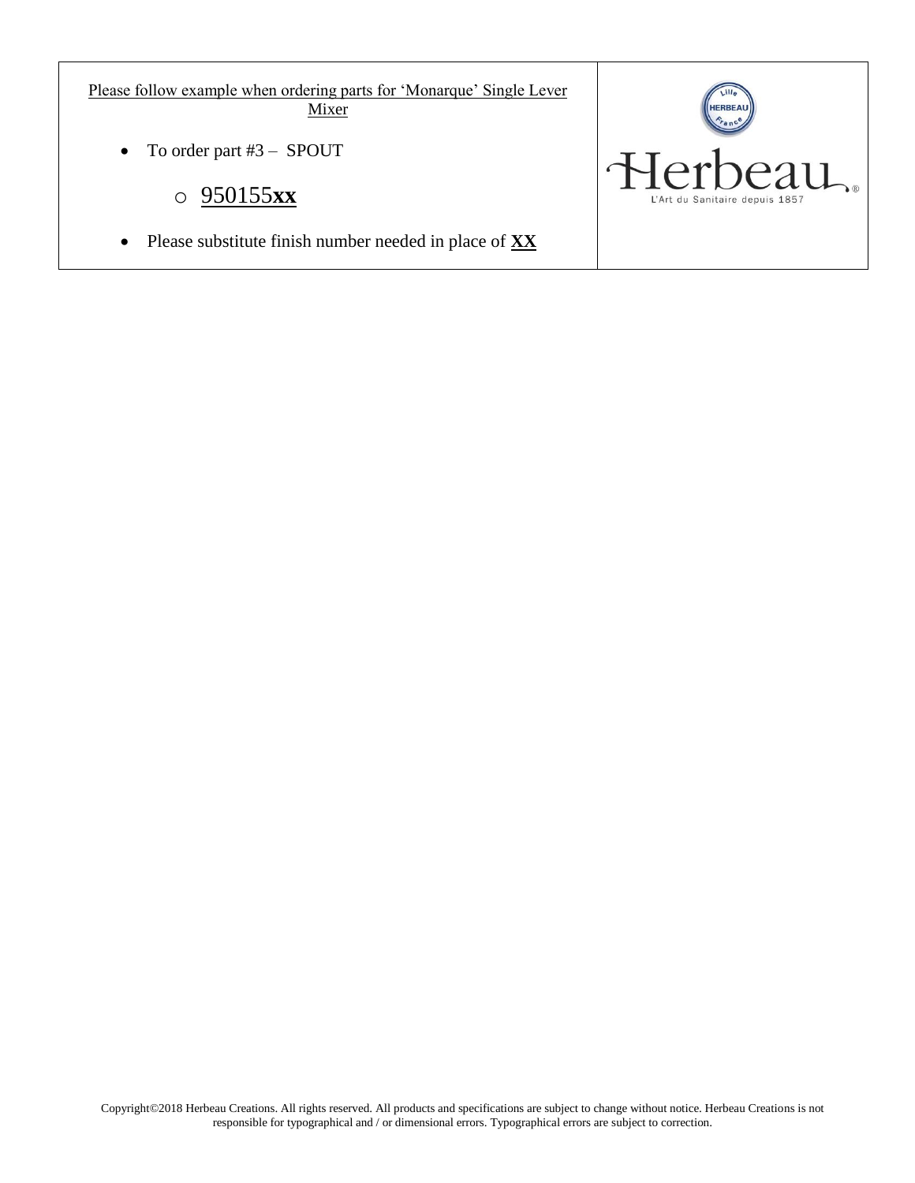Please follow example when ordering parts for 'Monarque' Single Lever Mixer

- To order part #3 – SPOUT
  - 950155**xx**
- Please substitute finish number needed in place of **XX**

Herbeau

L'Art du Sanitaire depuis 1857

Copyright©2018 Herbeau Creations. All rights reserved. All products and specifications are subject to change without notice. Herbeau Creations is not responsible for typographical and / or dimensional errors. Typographical errors are subject to correction.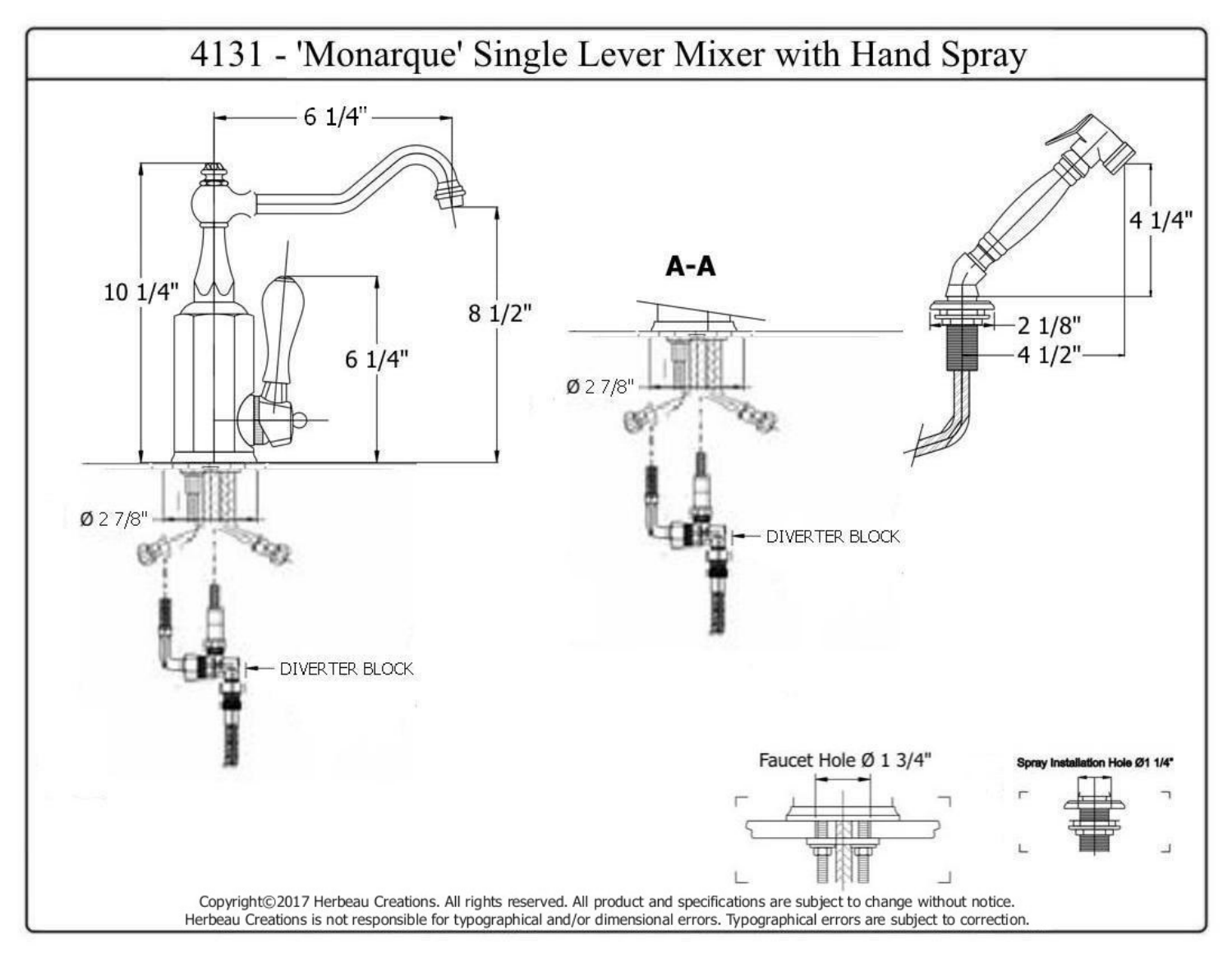# 4131 - 'Monarque' Single Lever Mixer with Hand Spray

6 1/4"

10 1/4"

8 1/2"

6 1/4"

Ø 2 7/8"

DIVERTER BLOCK

A-A

Ø 2 7/8"

DIVERTER BLOCK

4 1/4"

2 1/8"

4 1/2"

Faucet Hole Ø 1 3/4"

Spray Installation Hole Ø1 1/4"

Copyright©2017 Herbeau Creations. All rights reserved. All product and specifications are subject to change without notice.
Herbeau Creations is not responsible for typographical and/or dimensional errors. Typographical errors are subject to correction.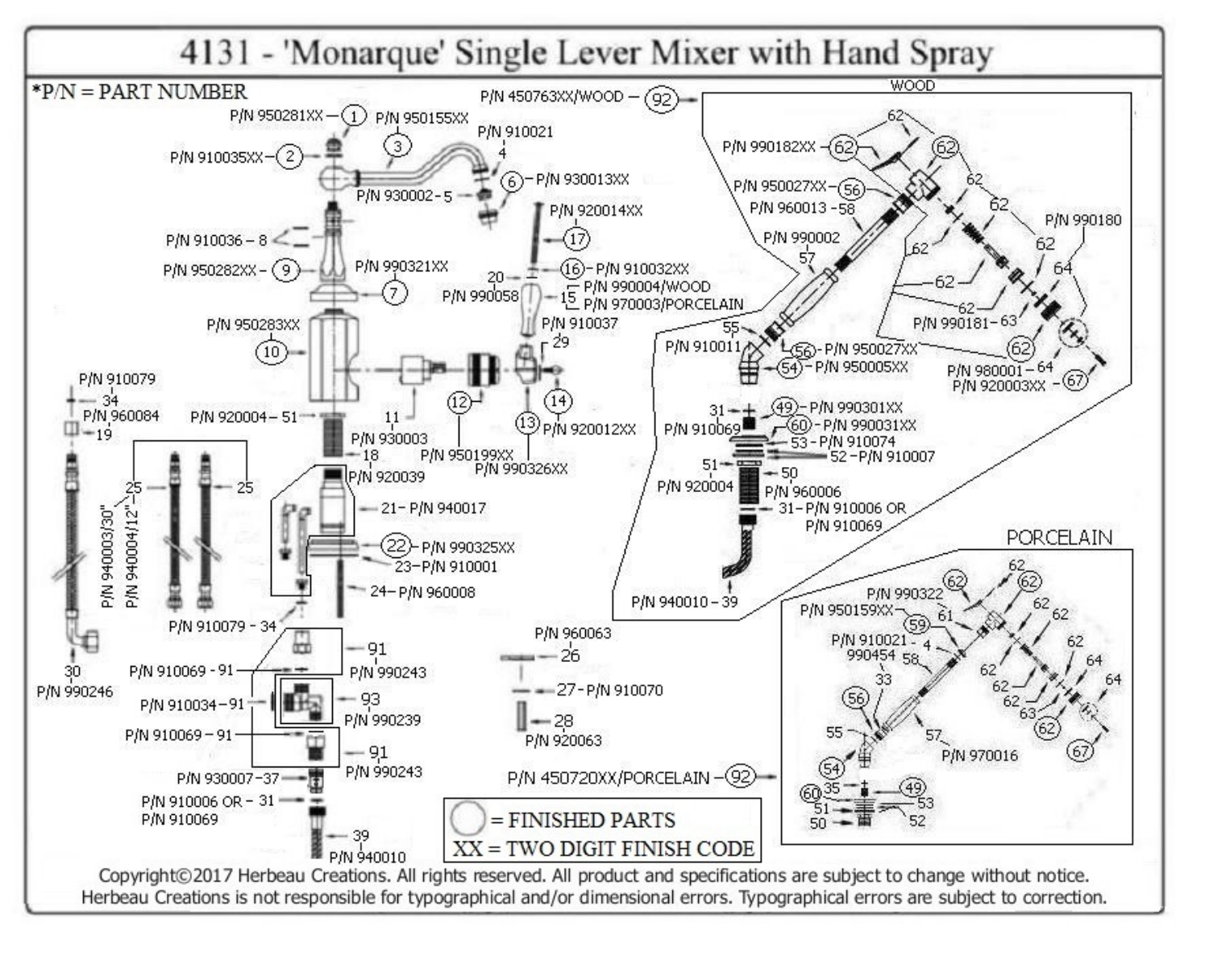# 4131 - 'Monarque' Single Lever Mixer with Hand Spray

*P/N = PART NUMBER

P/N 950281XX – 1
P/N 910035XX – 2
P/N 950155XX – 3
P/N 910021 – 4
P/N 930002 – 5
P/N 930013XX – 6
P/N 990321XX – 7
P/N 910036 – 8
P/N 950282XX – 9
P/N 950283XX – 10
P/N 930003 – 11
P/N 950199XX – 12
P/N 990326XX – 13
P/N 920012XX – 14
P/N 990004/WOOD – 15
P/N 970003/PORCELAIN – 15
P/N 910032XX – 16
P/N 920014XX – 17
P/N 920039 – 18
P/N 960084 – 19
P/N 990058 – 20
P/N 910037
P/N 940017 – 21
P/N 990325XX – 22
P/N 910001 – 23
P/N 960008 – 24
P/N 940003/30" – 25
P/N 940004/12" – 25
P/N 960063 – 26
P/N 910070 – 27
P/N 920063 – 28
29
P/N 990246 – 30
P/N 910006 OR P/N 910069 – 31
P/N 910079 – 34
P/N 930007 – 37
P/N 940010 – 39
P/N 920004 – 51
P/N 910069 – 91
P/N 910034 – 91
P/N 990243 – 91
P/N 990239 – 93

## WOOD

P/N 450763XX/WOOD – 92
P/N 990182XX – 62
P/N 950027XX – 56
P/N 960013 – 58
P/N 990002 – 57
P/N 990180
P/N 990181 – 63
P/N 980001 – 64
P/N 920003XX – 67
P/N 910011 – 55
P/N 950005XX – 54
P/N 950027XX – 56
P/N 910069 – 31
P/N 990301XX – 49
P/N 990031XX – 60
P/N 910074 – 53
P/N 910007 – 52
P/N 920004 – 51
P/N 960006 – 50
P/N 910006 OR P/N 910069 – 31
P/N 940010 – 39

## PORCELAIN

P/N 450720XX/PORCELAIN – 92
P/N 990322 – 61
P/N 950159XX – 59
P/N 910021 – 4
990454 – 33
58
56
55
54
57 – P/N 970016
62
63
64
67
35
49
60
51
53
52
50

◯ = FINISHED PARTS
XX = TWO DIGIT FINISH CODE

Copyright©2017 Herbeau Creations. All rights reserved. All product and specifications are subject to change without notice. Herbeau Creations is not responsible for typographical and/or dimensional errors. Typographical errors are subject to correction.